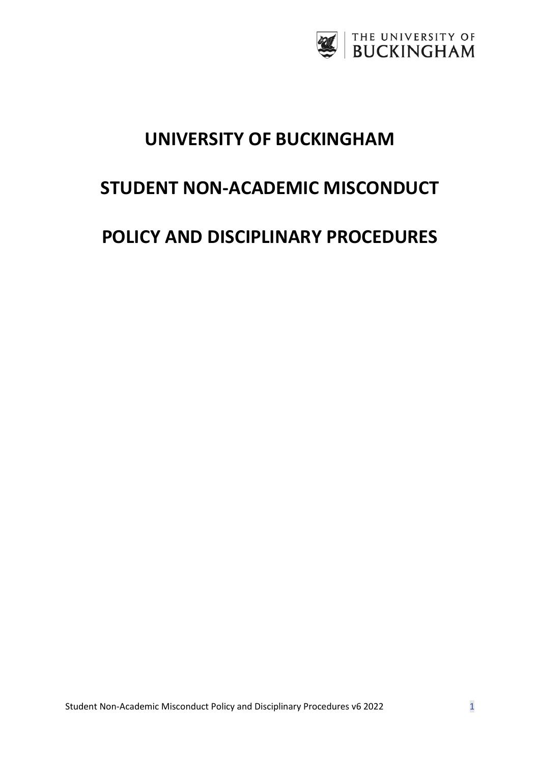# UNIVERSITY OF BUCKINGHAM

# STUDENT NON-ACADEMIC MISCONDUCT

# POLICY AND DISCIPLINARY PROCEDURES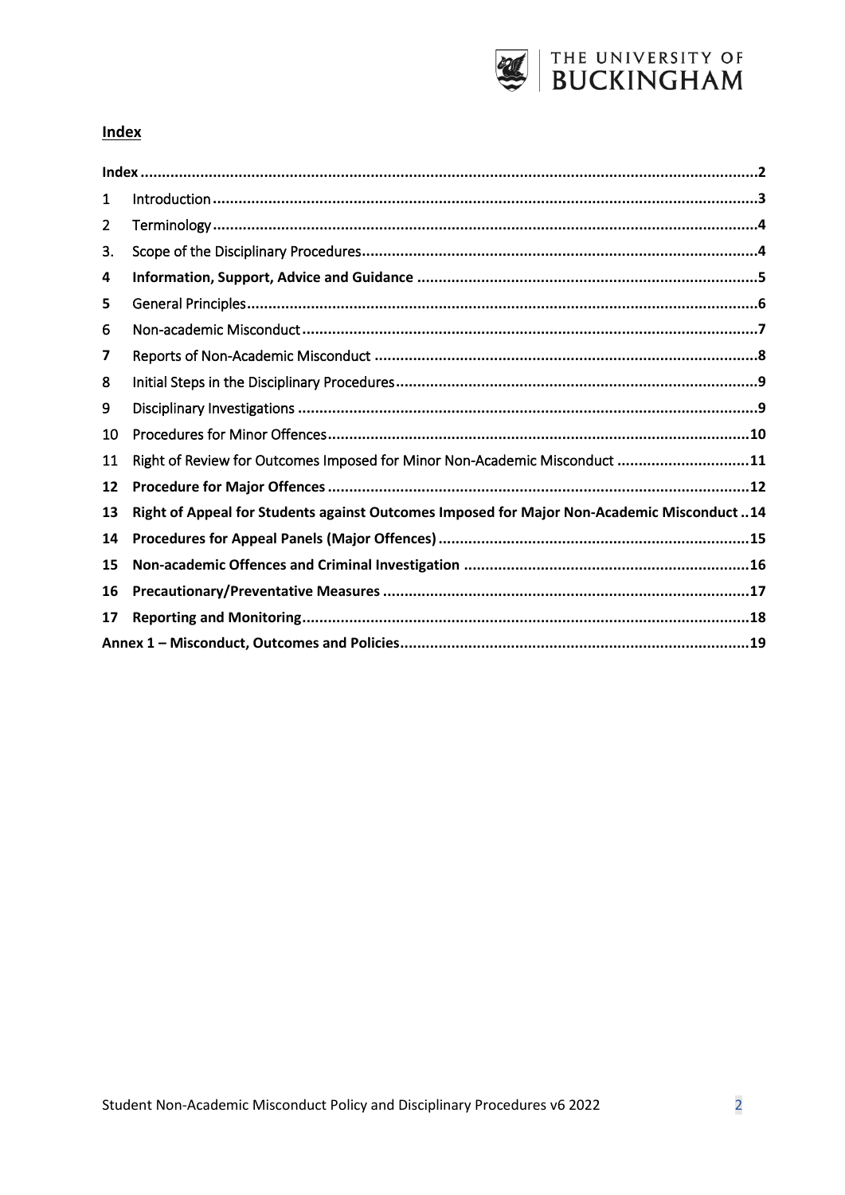## Index

| | | |
|---|---|---|
| **Index** | | **2** |
| 1 | Introduction | 3 |
| 2 | Terminology | 4 |
| 3. | Scope of the Disciplinary Procedures | 4 |
| **4** | **Information, Support, Advice and Guidance** | **5** |
| 5 | General Principles | 6 |
| 6 | Non-academic Misconduct | 7 |
| 7 | Reports of Non-Academic Misconduct | 8 |
| 8 | Initial Steps in the Disciplinary Procedures | 9 |
| 9 | Disciplinary Investigations | 9 |
| 10 | Procedures for Minor Offences | 10 |
| 11 | Right of Review for Outcomes Imposed for Minor Non-Academic Misconduct | 11 |
| **12** | **Procedure for Major Offences** | **12** |
| **13** | **Right of Appeal for Students against Outcomes Imposed for Major Non-Academic Misconduct** | **14** |
| **14** | **Procedures for Appeal Panels (Major Offences)** | **15** |
| **15** | **Non-academic Offences and Criminal Investigation** | **16** |
| **16** | **Precautionary/Preventative Measures** | **17** |
| **17** | **Reporting and Monitoring** | **18** |
| **Annex 1 – Misconduct, Outcomes and Policies** | | **19** |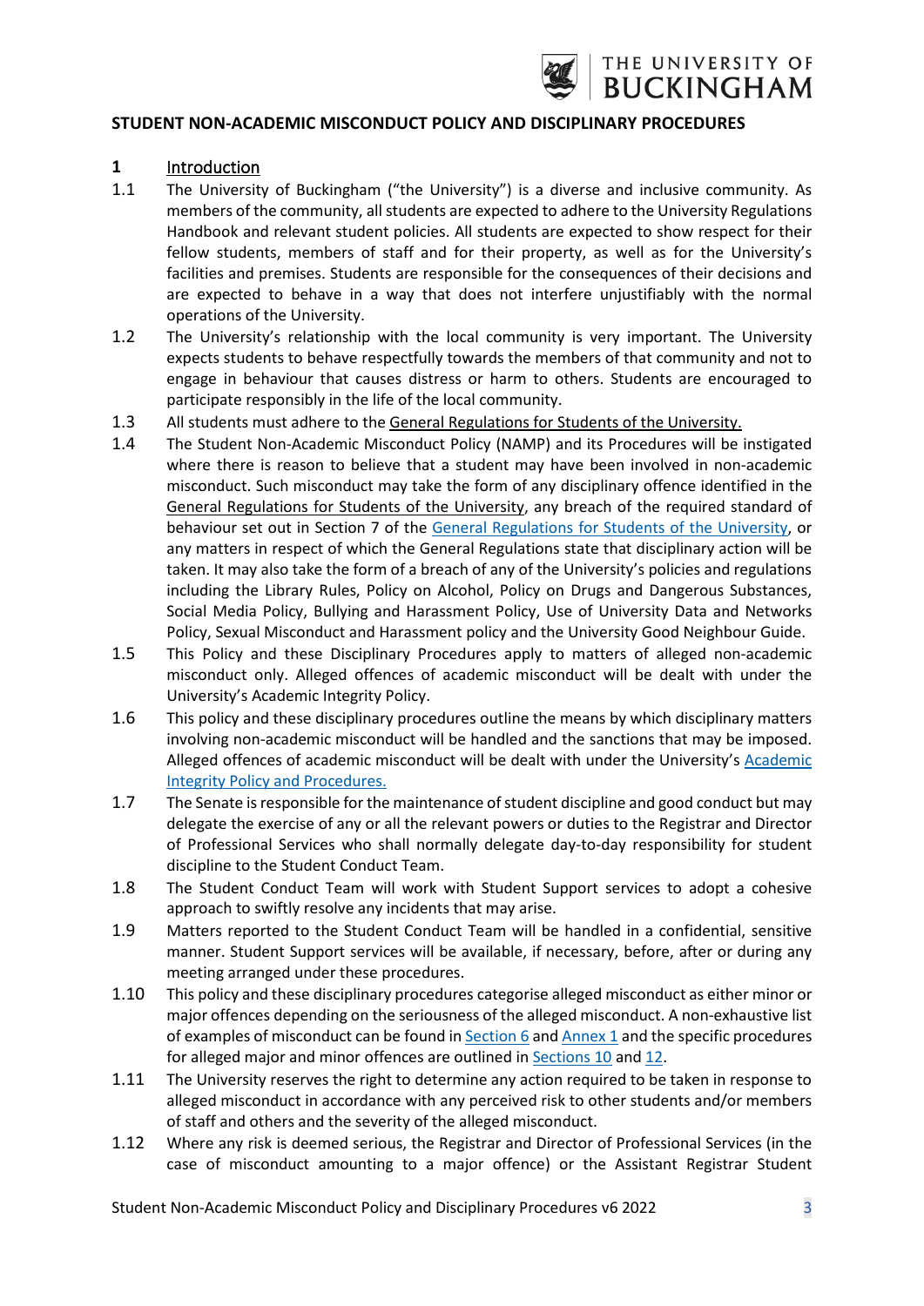## STUDENT NON-ACADEMIC MISCONDUCT POLICY AND DISCIPLINARY PROCEDURES

### 1 Introduction

1.1 The University of Buckingham ("the University") is a diverse and inclusive community. As members of the community, all students are expected to adhere to the University Regulations Handbook and relevant student policies. All students are expected to show respect for their fellow students, members of staff and for their property, as well as for the University's facilities and premises. Students are responsible for the consequences of their decisions and are expected to behave in a way that does not interfere unjustifiably with the normal operations of the University.

1.2 The University's relationship with the local community is very important. The University expects students to behave respectfully towards the members of that community and not to engage in behaviour that causes distress or harm to others. Students are encouraged to participate responsibly in the life of the local community.

1.3 All students must adhere to the General Regulations for Students of the University.

1.4 The Student Non-Academic Misconduct Policy (NAMP) and its Procedures will be instigated where there is reason to believe that a student may have been involved in non-academic misconduct. Such misconduct may take the form of any disciplinary offence identified in the General Regulations for Students of the University, any breach of the required standard of behaviour set out in Section 7 of the General Regulations for Students of the University, or any matters in respect of which the General Regulations state that disciplinary action will be taken. It may also take the form of a breach of any of the University's policies and regulations including the Library Rules, Policy on Alcohol, Policy on Drugs and Dangerous Substances, Social Media Policy, Bullying and Harassment Policy, Use of University Data and Networks Policy, Sexual Misconduct and Harassment policy and the University Good Neighbour Guide.

1.5 This Policy and these Disciplinary Procedures apply to matters of alleged non-academic misconduct only. Alleged offences of academic misconduct will be dealt with under the University's Academic Integrity Policy.

1.6 This policy and these disciplinary procedures outline the means by which disciplinary matters involving non-academic misconduct will be handled and the sanctions that may be imposed. Alleged offences of academic misconduct will be dealt with under the University's Academic Integrity Policy and Procedures.

1.7 The Senate is responsible for the maintenance of student discipline and good conduct but may delegate the exercise of any or all the relevant powers or duties to the Registrar and Director of Professional Services who shall normally delegate day-to-day responsibility for student discipline to the Student Conduct Team.

1.8 The Student Conduct Team will work with Student Support services to adopt a cohesive approach to swiftly resolve any incidents that may arise.

1.9 Matters reported to the Student Conduct Team will be handled in a confidential, sensitive manner. Student Support services will be available, if necessary, before, after or during any meeting arranged under these procedures.

1.10 This policy and these disciplinary procedures categorise alleged misconduct as either minor or major offences depending on the seriousness of the alleged misconduct. A non-exhaustive list of examples of misconduct can be found in Section 6 and Annex 1 and the specific procedures for alleged major and minor offences are outlined in Sections 10 and 12.

1.11 The University reserves the right to determine any action required to be taken in response to alleged misconduct in accordance with any perceived risk to other students and/or members of staff and others and the severity of the alleged misconduct.

1.12 Where any risk is deemed serious, the Registrar and Director of Professional Services (in the case of misconduct amounting to a major offence) or the Assistant Registrar Student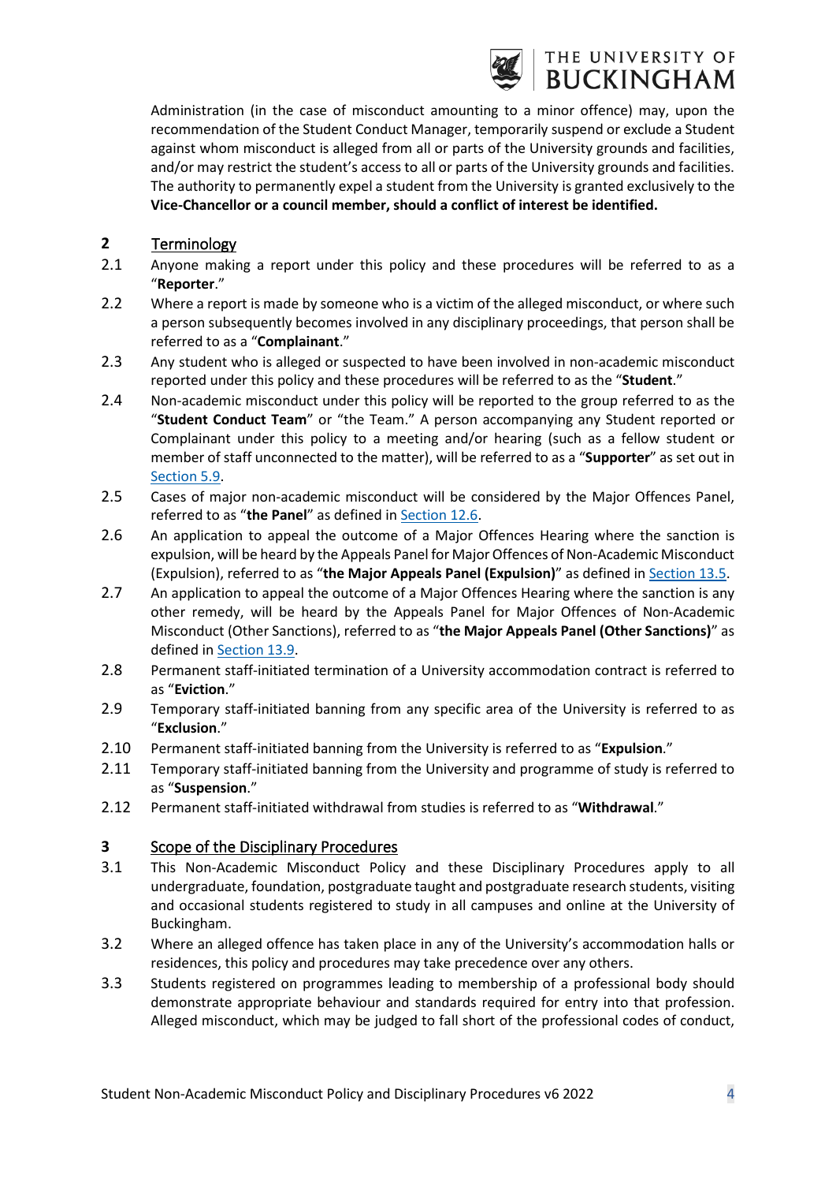Administration (in the case of misconduct amounting to a minor offence) may, upon the recommendation of the Student Conduct Manager, temporarily suspend or exclude a Student against whom misconduct is alleged from all or parts of the University grounds and facilities, and/or may restrict the student's access to all or parts of the University grounds and facilities. The authority to permanently expel a student from the University is granted exclusively to the **Vice-Chancellor or a council member, should a conflict of interest be identified.**

## 2 Terminology

2.1 Anyone making a report under this policy and these procedures will be referred to as a "**Reporter**."

2.2 Where a report is made by someone who is a victim of the alleged misconduct, or where such a person subsequently becomes involved in any disciplinary proceedings, that person shall be referred to as a "**Complainant**."

2.3 Any student who is alleged or suspected to have been involved in non-academic misconduct reported under this policy and these procedures will be referred to as the "**Student**."

2.4 Non-academic misconduct under this policy will be reported to the group referred to as the "**Student Conduct Team**" or "the Team." A person accompanying any Student reported or Complainant under this policy to a meeting and/or hearing (such as a fellow student or member of staff unconnected to the matter), will be referred to as a "**Supporter**" as set out in Section 5.9.

2.5 Cases of major non-academic misconduct will be considered by the Major Offences Panel, referred to as "**the Panel**" as defined in Section 12.6.

2.6 An application to appeal the outcome of a Major Offences Hearing where the sanction is expulsion, will be heard by the Appeals Panel for Major Offences of Non-Academic Misconduct (Expulsion), referred to as "**the Major Appeals Panel (Expulsion)**" as defined in Section 13.5.

2.7 An application to appeal the outcome of a Major Offences Hearing where the sanction is any other remedy, will be heard by the Appeals Panel for Major Offences of Non-Academic Misconduct (Other Sanctions), referred to as "**the Major Appeals Panel (Other Sanctions)**" as defined in Section 13.9.

2.8 Permanent staff-initiated termination of a University accommodation contract is referred to as "**Eviction**."

2.9 Temporary staff-initiated banning from any specific area of the University is referred to as "**Exclusion**."

2.10 Permanent staff-initiated banning from the University is referred to as "**Expulsion**."

2.11 Temporary staff-initiated banning from the University and programme of study is referred to as "**Suspension**."

2.12 Permanent staff-initiated withdrawal from studies is referred to as "**Withdrawal**."

## 3 Scope of the Disciplinary Procedures

3.1 This Non-Academic Misconduct Policy and these Disciplinary Procedures apply to all undergraduate, foundation, postgraduate taught and postgraduate research students, visiting and occasional students registered to study in all campuses and online at the University of Buckingham.

3.2 Where an alleged offence has taken place in any of the University's accommodation halls or residences, this policy and procedures may take precedence over any others.

3.3 Students registered on programmes leading to membership of a professional body should demonstrate appropriate behaviour and standards required for entry into that profession. Alleged misconduct, which may be judged to fall short of the professional codes of conduct,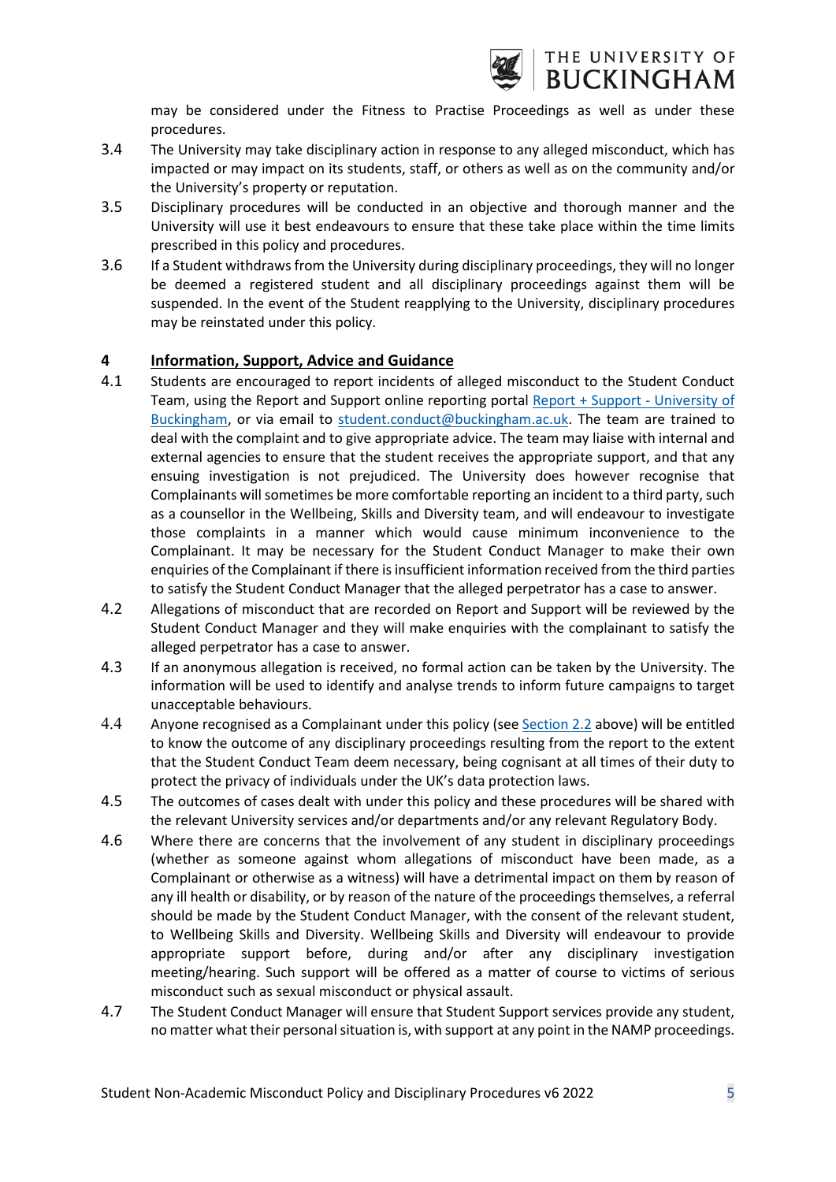may be considered under the Fitness to Practise Proceedings as well as under these procedures.

3.4 The University may take disciplinary action in response to any alleged misconduct, which has impacted or may impact on its students, staff, or others as well as on the community and/or the University's property or reputation.

3.5 Disciplinary procedures will be conducted in an objective and thorough manner and the University will use it best endeavours to ensure that these take place within the time limits prescribed in this policy and procedures.

3.6 If a Student withdraws from the University during disciplinary proceedings, they will no longer be deemed a registered student and all disciplinary proceedings against them will be suspended. In the event of the Student reapplying to the University, disciplinary procedures may be reinstated under this policy.

## 4 Information, Support, Advice and Guidance

4.1 Students are encouraged to report incidents of alleged misconduct to the Student Conduct Team, using the Report and Support online reporting portal [Report + Support - University of Buckingham](), or via email to [student.conduct@buckingham.ac.uk](mailto:student.conduct@buckingham.ac.uk). The team are trained to deal with the complaint and to give appropriate advice. The team may liaise with internal and external agencies to ensure that the student receives the appropriate support, and that any ensuing investigation is not prejudiced. The University does however recognise that Complainants will sometimes be more comfortable reporting an incident to a third party, such as a counsellor in the Wellbeing, Skills and Diversity team, and will endeavour to investigate those complaints in a manner which would cause minimum inconvenience to the Complainant. It may be necessary for the Student Conduct Manager to make their own enquiries of the Complainant if there is insufficient information received from the third parties to satisfy the Student Conduct Manager that the alleged perpetrator has a case to answer.

4.2 Allegations of misconduct that are recorded on Report and Support will be reviewed by the Student Conduct Manager and they will make enquiries with the complainant to satisfy the alleged perpetrator has a case to answer.

4.3 If an anonymous allegation is received, no formal action can be taken by the University. The information will be used to identify and analyse trends to inform future campaigns to target unacceptable behaviours.

4.4 Anyone recognised as a Complainant under this policy (see [Section 2.2]() above) will be entitled to know the outcome of any disciplinary proceedings resulting from the report to the extent that the Student Conduct Team deem necessary, being cognisant at all times of their duty to protect the privacy of individuals under the UK's data protection laws.

4.5 The outcomes of cases dealt with under this policy and these procedures will be shared with the relevant University services and/or departments and/or any relevant Regulatory Body.

4.6 Where there are concerns that the involvement of any student in disciplinary proceedings (whether as someone against whom allegations of misconduct have been made, as a Complainant or otherwise as a witness) will have a detrimental impact on them by reason of any ill health or disability, or by reason of the nature of the proceedings themselves, a referral should be made by the Student Conduct Manager, with the consent of the relevant student, to Wellbeing Skills and Diversity. Wellbeing Skills and Diversity will endeavour to provide appropriate support before, during and/or after any disciplinary investigation meeting/hearing. Such support will be offered as a matter of course to victims of serious misconduct such as sexual misconduct or physical assault.

4.7 The Student Conduct Manager will ensure that Student Support services provide any student, no matter what their personal situation is, with support at any point in the NAMP proceedings.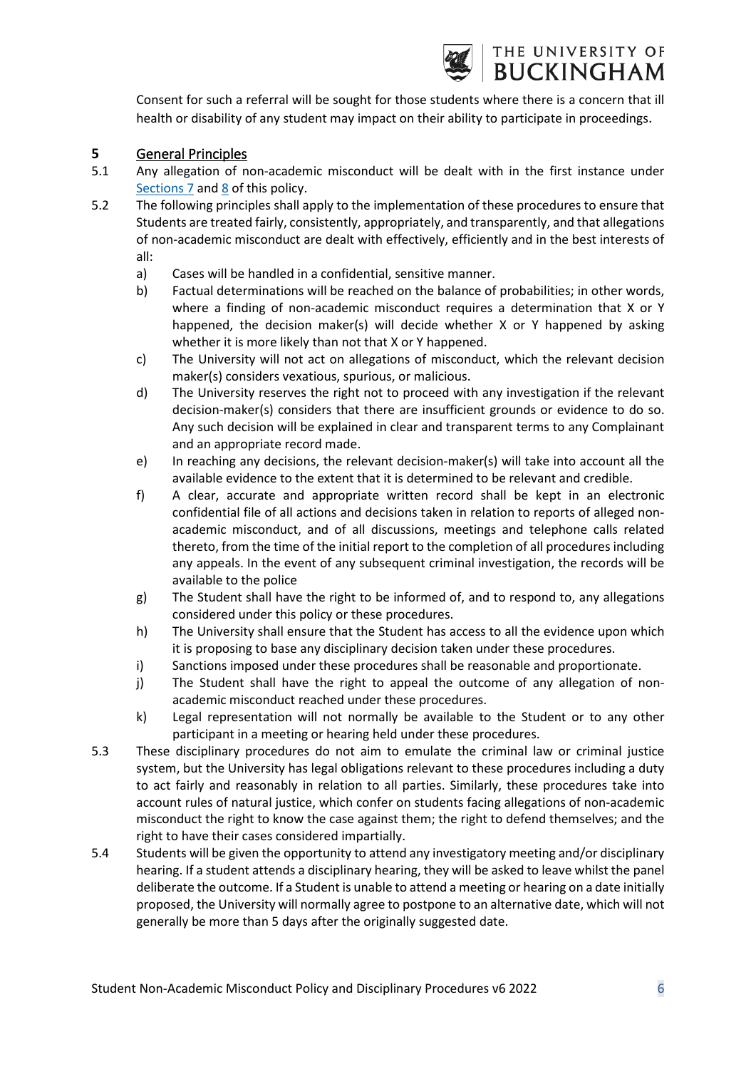Consent for such a referral will be sought for those students where there is a concern that ill health or disability of any student may impact on their ability to participate in proceedings.

## 5 General Principles

5.1 Any allegation of non-academic misconduct will be dealt with in the first instance under Sections 7 and 8 of this policy.

5.2 The following principles shall apply to the implementation of these procedures to ensure that Students are treated fairly, consistently, appropriately, and transparently, and that allegations of non-academic misconduct are dealt with effectively, efficiently and in the best interests of all:

a) Cases will be handled in a confidential, sensitive manner.

b) Factual determinations will be reached on the balance of probabilities; in other words, where a finding of non-academic misconduct requires a determination that X or Y happened, the decision maker(s) will decide whether X or Y happened by asking whether it is more likely than not that X or Y happened.

c) The University will not act on allegations of misconduct, which the relevant decision maker(s) considers vexatious, spurious, or malicious.

d) The University reserves the right not to proceed with any investigation if the relevant decision-maker(s) considers that there are insufficient grounds or evidence to do so. Any such decision will be explained in clear and transparent terms to any Complainant and an appropriate record made.

e) In reaching any decisions, the relevant decision-maker(s) will take into account all the available evidence to the extent that it is determined to be relevant and credible.

f) A clear, accurate and appropriate written record shall be kept in an electronic confidential file of all actions and decisions taken in relation to reports of alleged non-academic misconduct, and of all discussions, meetings and telephone calls related thereto, from the time of the initial report to the completion of all procedures including any appeals. In the event of any subsequent criminal investigation, the records will be available to the police

g) The Student shall have the right to be informed of, and to respond to, any allegations considered under this policy or these procedures.

h) The University shall ensure that the Student has access to all the evidence upon which it is proposing to base any disciplinary decision taken under these procedures.

i) Sanctions imposed under these procedures shall be reasonable and proportionate.

j) The Student shall have the right to appeal the outcome of any allegation of non-academic misconduct reached under these procedures.

k) Legal representation will not normally be available to the Student or to any other participant in a meeting or hearing held under these procedures.

5.3 These disciplinary procedures do not aim to emulate the criminal law or criminal justice system, but the University has legal obligations relevant to these procedures including a duty to act fairly and reasonably in relation to all parties. Similarly, these procedures take into account rules of natural justice, which confer on students facing allegations of non-academic misconduct the right to know the case against them; the right to defend themselves; and the right to have their cases considered impartially.

5.4 Students will be given the opportunity to attend any investigatory meeting and/or disciplinary hearing. If a student attends a disciplinary hearing, they will be asked to leave whilst the panel deliberate the outcome. If a Student is unable to attend a meeting or hearing on a date initially proposed, the University will normally agree to postpone to an alternative date, which will not generally be more than 5 days after the originally suggested date.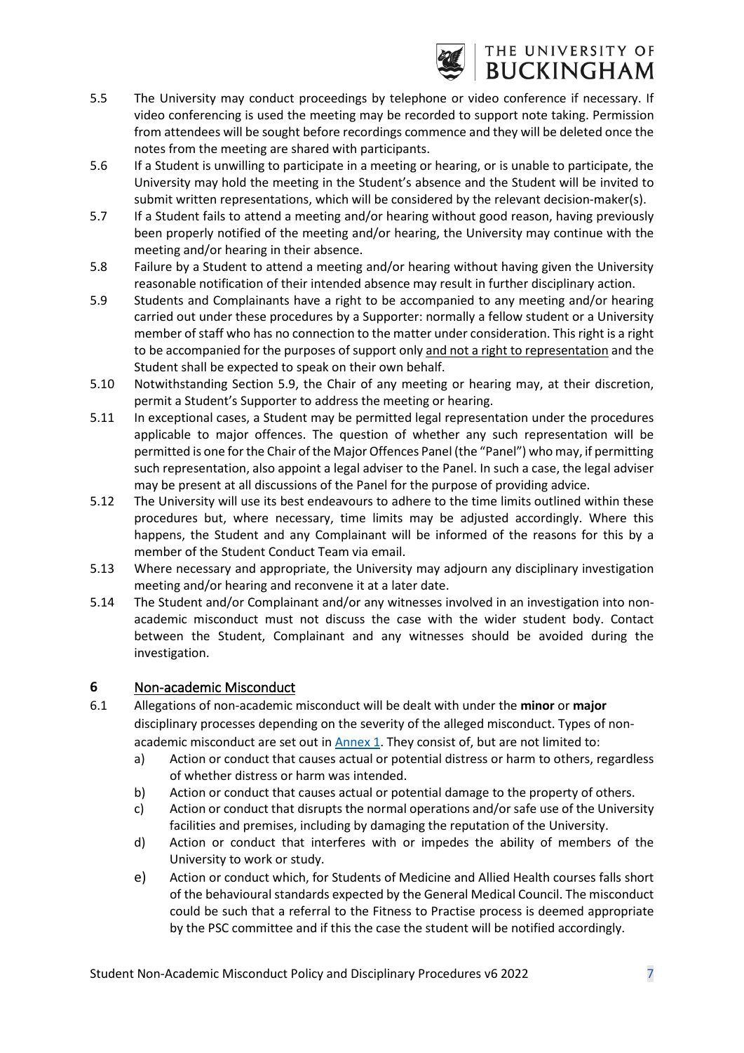5.5 The University may conduct proceedings by telephone or video conference if necessary. If video conferencing is used the meeting may be recorded to support note taking. Permission from attendees will be sought before recordings commence and they will be deleted once the notes from the meeting are shared with participants.

5.6 If a Student is unwilling to participate in a meeting or hearing, or is unable to participate, the University may hold the meeting in the Student's absence and the Student will be invited to submit written representations, which will be considered by the relevant decision-maker(s).

5.7 If a Student fails to attend a meeting and/or hearing without good reason, having previously been properly notified of the meeting and/or hearing, the University may continue with the meeting and/or hearing in their absence.

5.8 Failure by a Student to attend a meeting and/or hearing without having given the University reasonable notification of their intended absence may result in further disciplinary action.

5.9 Students and Complainants have a right to be accompanied to any meeting and/or hearing carried out under these procedures by a Supporter: normally a fellow student or a University member of staff who has no connection to the matter under consideration. This right is a right to be accompanied for the purposes of support only <u>and not a right to representation</u> and the Student shall be expected to speak on their own behalf.

5.10 Notwithstanding Section 5.9, the Chair of any meeting or hearing may, at their discretion, permit a Student's Supporter to address the meeting or hearing.

5.11 In exceptional cases, a Student may be permitted legal representation under the procedures applicable to major offences. The question of whether any such representation will be permitted is one for the Chair of the Major Offences Panel (the "Panel") who may, if permitting such representation, also appoint a legal adviser to the Panel. In such a case, the legal adviser may be present at all discussions of the Panel for the purpose of providing advice.

5.12 The University will use its best endeavours to adhere to the time limits outlined within these procedures but, where necessary, time limits may be adjusted accordingly. Where this happens, the Student and any Complainant will be informed of the reasons for this by a member of the Student Conduct Team via email.

5.13 Where necessary and appropriate, the University may adjourn any disciplinary investigation meeting and/or hearing and reconvene it at a later date.

5.14 The Student and/or Complainant and/or any witnesses involved in an investigation into non-academic misconduct must not discuss the case with the wider student body. Contact between the Student, Complainant and any witnesses should be avoided during the investigation.

## 6 Non-academic Misconduct

6.1 Allegations of non-academic misconduct will be dealt with under the **minor** or **major** disciplinary processes depending on the severity of the alleged misconduct. Types of non-academic misconduct are set out in Annex 1. They consist of, but are not limited to:

a) Action or conduct that causes actual or potential distress or harm to others, regardless of whether distress or harm was intended.

b) Action or conduct that causes actual or potential damage to the property of others.

c) Action or conduct that disrupts the normal operations and/or safe use of the University facilities and premises, including by damaging the reputation of the University.

d) Action or conduct that interferes with or impedes the ability of members of the University to work or study.

e) Action or conduct which, for Students of Medicine and Allied Health courses falls short of the behavioural standards expected by the General Medical Council. The misconduct could be such that a referral to the Fitness to Practise process is deemed appropriate by the PSC committee and if this the case the student will be notified accordingly.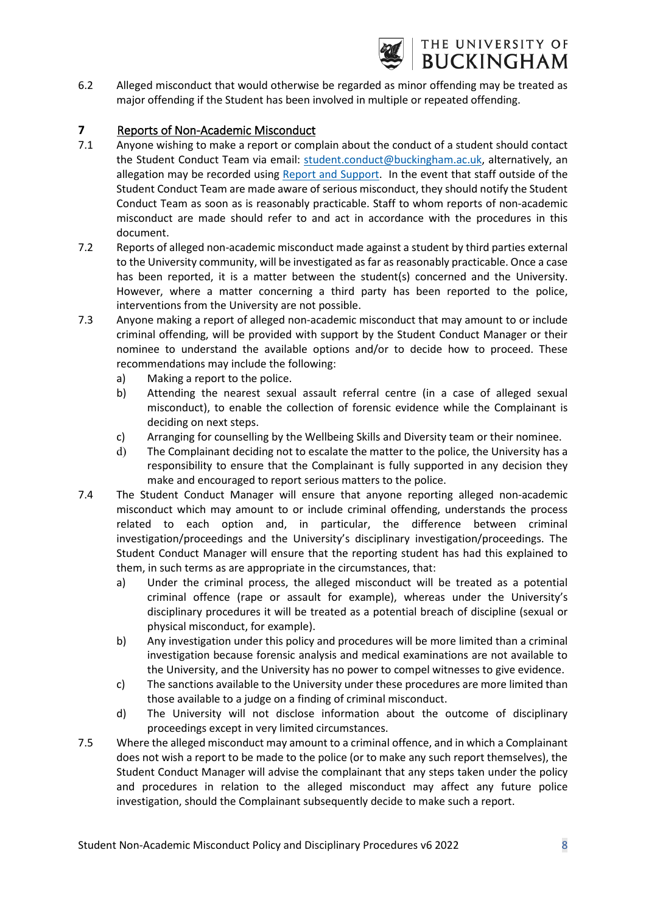6.2 Alleged misconduct that would otherwise be regarded as minor offending may be treated as major offending if the Student has been involved in multiple or repeated offending.

## 7 Reports of Non-Academic Misconduct

7.1 Anyone wishing to make a report or complain about the conduct of a student should contact the Student Conduct Team via email: student.conduct@buckingham.ac.uk, alternatively, an allegation may be recorded using Report and Support. In the event that staff outside of the Student Conduct Team are made aware of serious misconduct, they should notify the Student Conduct Team as soon as is reasonably practicable. Staff to whom reports of non-academic misconduct are made should refer to and act in accordance with the procedures in this document.

7.2 Reports of alleged non-academic misconduct made against a student by third parties external to the University community, will be investigated as far as reasonably practicable. Once a case has been reported, it is a matter between the student(s) concerned and the University. However, where a matter concerning a third party has been reported to the police, interventions from the University are not possible.

7.3 Anyone making a report of alleged non-academic misconduct that may amount to or include criminal offending, will be provided with support by the Student Conduct Manager or their nominee to understand the available options and/or to decide how to proceed. These recommendations may include the following:

a) Making a report to the police.

b) Attending the nearest sexual assault referral centre (in a case of alleged sexual misconduct), to enable the collection of forensic evidence while the Complainant is deciding on next steps.

c) Arranging for counselling by the Wellbeing Skills and Diversity team or their nominee.

d) The Complainant deciding not to escalate the matter to the police, the University has a responsibility to ensure that the Complainant is fully supported in any decision they make and encouraged to report serious matters to the police.

7.4 The Student Conduct Manager will ensure that anyone reporting alleged non-academic misconduct which may amount to or include criminal offending, understands the process related to each option and, in particular, the difference between criminal investigation/proceedings and the University's disciplinary investigation/proceedings. The Student Conduct Manager will ensure that the reporting student has had this explained to them, in such terms as are appropriate in the circumstances, that:

a) Under the criminal process, the alleged misconduct will be treated as a potential criminal offence (rape or assault for example), whereas under the University's disciplinary procedures it will be treated as a potential breach of discipline (sexual or physical misconduct, for example).

b) Any investigation under this policy and procedures will be more limited than a criminal investigation because forensic analysis and medical examinations are not available to the University, and the University has no power to compel witnesses to give evidence.

c) The sanctions available to the University under these procedures are more limited than those available to a judge on a finding of criminal misconduct.

d) The University will not disclose information about the outcome of disciplinary proceedings except in very limited circumstances.

7.5 Where the alleged misconduct may amount to a criminal offence, and in which a Complainant does not wish a report to be made to the police (or to make any such report themselves), the Student Conduct Manager will advise the complainant that any steps taken under the policy and procedures in relation to the alleged misconduct may affect any future police investigation, should the Complainant subsequently decide to make such a report.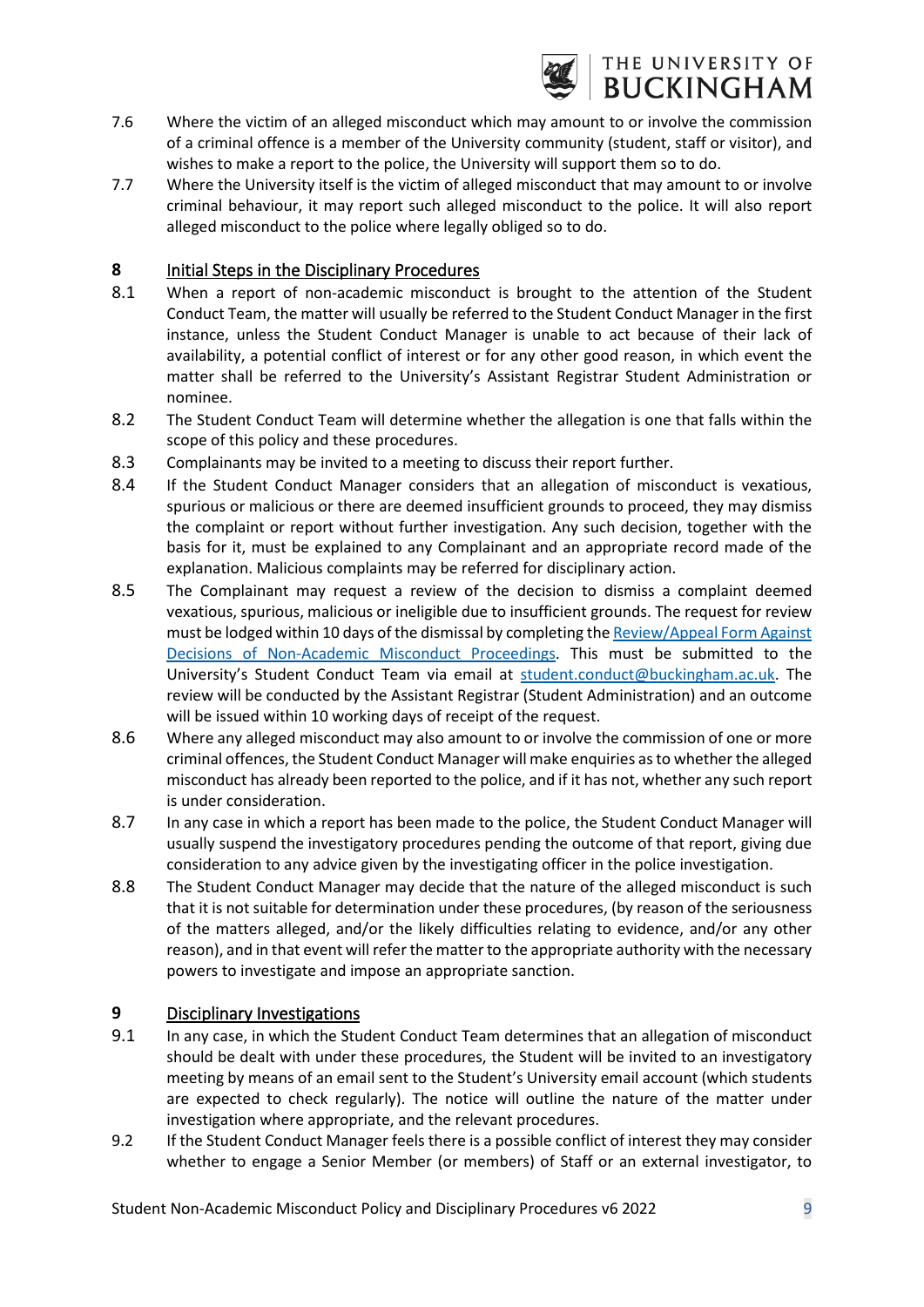7.6 Where the victim of an alleged misconduct which may amount to or involve the commission of a criminal offence is a member of the University community (student, staff or visitor), and wishes to make a report to the police, the University will support them so to do.

7.7 Where the University itself is the victim of alleged misconduct that may amount to or involve criminal behaviour, it may report such alleged misconduct to the police. It will also report alleged misconduct to the police where legally obliged so to do.

## 8 Initial Steps in the Disciplinary Procedures

8.1 When a report of non-academic misconduct is brought to the attention of the Student Conduct Team, the matter will usually be referred to the Student Conduct Manager in the first instance, unless the Student Conduct Manager is unable to act because of their lack of availability, a potential conflict of interest or for any other good reason, in which event the matter shall be referred to the University's Assistant Registrar Student Administration or nominee.

8.2 The Student Conduct Team will determine whether the allegation is one that falls within the scope of this policy and these procedures.

8.3 Complainants may be invited to a meeting to discuss their report further.

8.4 If the Student Conduct Manager considers that an allegation of misconduct is vexatious, spurious or malicious or there are deemed insufficient grounds to proceed, they may dismiss the complaint or report without further investigation. Any such decision, together with the basis for it, must be explained to any Complainant and an appropriate record made of the explanation. Malicious complaints may be referred for disciplinary action.

8.5 The Complainant may request a review of the decision to dismiss a complaint deemed vexatious, spurious, malicious or ineligible due to insufficient grounds. The request for review must be lodged within 10 days of the dismissal by completing the Review/Appeal Form Against Decisions of Non-Academic Misconduct Proceedings. This must be submitted to the University's Student Conduct Team via email at student.conduct@buckingham.ac.uk. The review will be conducted by the Assistant Registrar (Student Administration) and an outcome will be issued within 10 working days of receipt of the request.

8.6 Where any alleged misconduct may also amount to or involve the commission of one or more criminal offences, the Student Conduct Manager will make enquiries as to whether the alleged misconduct has already been reported to the police, and if it has not, whether any such report is under consideration.

8.7 In any case in which a report has been made to the police, the Student Conduct Manager will usually suspend the investigatory procedures pending the outcome of that report, giving due consideration to any advice given by the investigating officer in the police investigation.

8.8 The Student Conduct Manager may decide that the nature of the alleged misconduct is such that it is not suitable for determination under these procedures, (by reason of the seriousness of the matters alleged, and/or the likely difficulties relating to evidence, and/or any other reason), and in that event will refer the matter to the appropriate authority with the necessary powers to investigate and impose an appropriate sanction.

## 9 Disciplinary Investigations

9.1 In any case, in which the Student Conduct Team determines that an allegation of misconduct should be dealt with under these procedures, the Student will be invited to an investigatory meeting by means of an email sent to the Student's University email account (which students are expected to check regularly). The notice will outline the nature of the matter under investigation where appropriate, and the relevant procedures.

9.2 If the Student Conduct Manager feels there is a possible conflict of interest they may consider whether to engage a Senior Member (or members) of Staff or an external investigator, to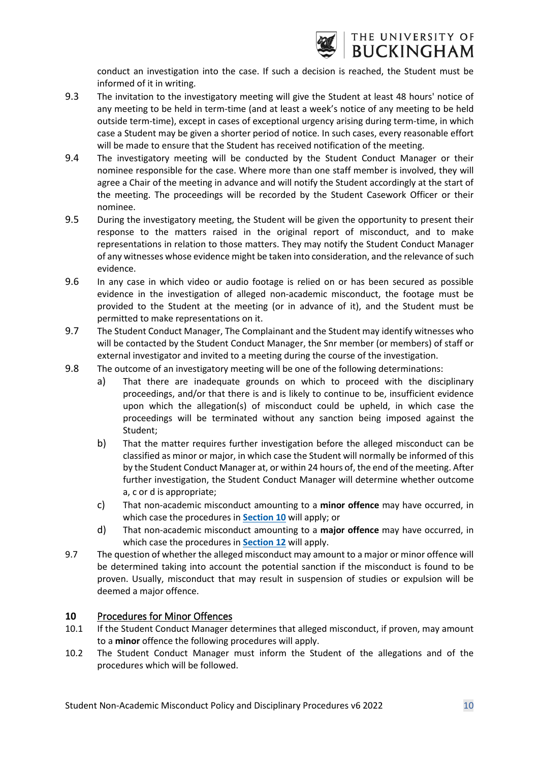conduct an investigation into the case. If such a decision is reached, the Student must be informed of it in writing.

9.3 The invitation to the investigatory meeting will give the Student at least 48 hours' notice of any meeting to be held in term-time (and at least a week's notice of any meeting to be held outside term-time), except in cases of exceptional urgency arising during term-time, in which case a Student may be given a shorter period of notice. In such cases, every reasonable effort will be made to ensure that the Student has received notification of the meeting.

9.4 The investigatory meeting will be conducted by the Student Conduct Manager or their nominee responsible for the case. Where more than one staff member is involved, they will agree a Chair of the meeting in advance and will notify the Student accordingly at the start of the meeting. The proceedings will be recorded by the Student Casework Officer or their nominee.

9.5 During the investigatory meeting, the Student will be given the opportunity to present their response to the matters raised in the original report of misconduct, and to make representations in relation to those matters. They may notify the Student Conduct Manager of any witnesses whose evidence might be taken into consideration, and the relevance of such evidence.

9.6 In any case in which video or audio footage is relied on or has been secured as possible evidence in the investigation of alleged non-academic misconduct, the footage must be provided to the Student at the meeting (or in advance of it), and the Student must be permitted to make representations on it.

9.7 The Student Conduct Manager, The Complainant and the Student may identify witnesses who will be contacted by the Student Conduct Manager, the Snr member (or members) of staff or external investigator and invited to a meeting during the course of the investigation.

9.8 The outcome of an investigatory meeting will be one of the following determinations:

a) That there are inadequate grounds on which to proceed with the disciplinary proceedings, and/or that there is and is likely to continue to be, insufficient evidence upon which the allegation(s) of misconduct could be upheld, in which case the proceedings will be terminated without any sanction being imposed against the Student;

b) That the matter requires further investigation before the alleged misconduct can be classified as minor or major, in which case the Student will normally be informed of this by the Student Conduct Manager at, or within 24 hours of, the end of the meeting. After further investigation, the Student Conduct Manager will determine whether outcome a, c or d is appropriate;

c) That non-academic misconduct amounting to a **minor offence** may have occurred, in which case the procedures in **Section 10** will apply; or

d) That non-academic misconduct amounting to a **major offence** may have occurred, in which case the procedures in **Section 12** will apply.

9.7 The question of whether the alleged misconduct may amount to a major or minor offence will be determined taking into account the potential sanction if the misconduct is found to be proven. Usually, misconduct that may result in suspension of studies or expulsion will be deemed a major offence.

## 10 Procedures for Minor Offences

10.1 If the Student Conduct Manager determines that alleged misconduct, if proven, may amount to a **minor** offence the following procedures will apply.

10.2 The Student Conduct Manager must inform the Student of the allegations and of the procedures which will be followed.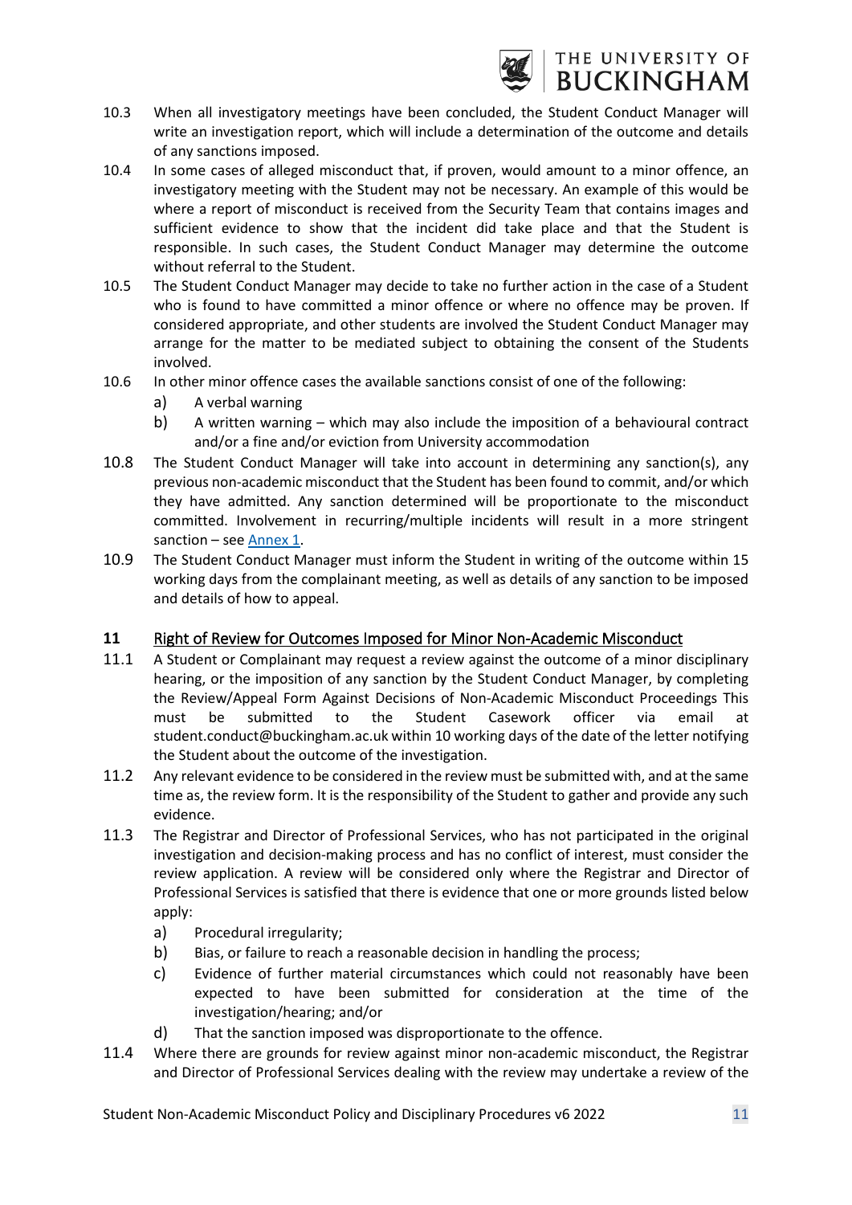10.3 When all investigatory meetings have been concluded, the Student Conduct Manager will write an investigation report, which will include a determination of the outcome and details of any sanctions imposed.

10.4 In some cases of alleged misconduct that, if proven, would amount to a minor offence, an investigatory meeting with the Student may not be necessary. An example of this would be where a report of misconduct is received from the Security Team that contains images and sufficient evidence to show that the incident did take place and that the Student is responsible. In such cases, the Student Conduct Manager may determine the outcome without referral to the Student.

10.5 The Student Conduct Manager may decide to take no further action in the case of a Student who is found to have committed a minor offence or where no offence may be proven. If considered appropriate, and other students are involved the Student Conduct Manager may arrange for the matter to be mediated subject to obtaining the consent of the Students involved.

10.6 In other minor offence cases the available sanctions consist of one of the following:

a) A verbal warning

b) A written warning – which may also include the imposition of a behavioural contract and/or a fine and/or eviction from University accommodation

10.8 The Student Conduct Manager will take into account in determining any sanction(s), any previous non-academic misconduct that the Student has been found to commit, and/or which they have admitted. Any sanction determined will be proportionate to the misconduct committed. Involvement in recurring/multiple incidents will result in a more stringent sanction – see Annex 1.

10.9 The Student Conduct Manager must inform the Student in writing of the outcome within 15 working days from the complainant meeting, as well as details of any sanction to be imposed and details of how to appeal.

## 11 Right of Review for Outcomes Imposed for Minor Non-Academic Misconduct

11.1 A Student or Complainant may request a review against the outcome of a minor disciplinary hearing, or the imposition of any sanction by the Student Conduct Manager, by completing the Review/Appeal Form Against Decisions of Non-Academic Misconduct Proceedings This must be submitted to the Student Casework officer via email at student.conduct@buckingham.ac.uk within 10 working days of the date of the letter notifying the Student about the outcome of the investigation.

11.2 Any relevant evidence to be considered in the review must be submitted with, and at the same time as, the review form. It is the responsibility of the Student to gather and provide any such evidence.

11.3 The Registrar and Director of Professional Services, who has not participated in the original investigation and decision-making process and has no conflict of interest, must consider the review application. A review will be considered only where the Registrar and Director of Professional Services is satisfied that there is evidence that one or more grounds listed below apply:

a) Procedural irregularity;

b) Bias, or failure to reach a reasonable decision in handling the process;

c) Evidence of further material circumstances which could not reasonably have been expected to have been submitted for consideration at the time of the investigation/hearing; and/or

d) That the sanction imposed was disproportionate to the offence.

11.4 Where there are grounds for review against minor non-academic misconduct, the Registrar and Director of Professional Services dealing with the review may undertake a review of the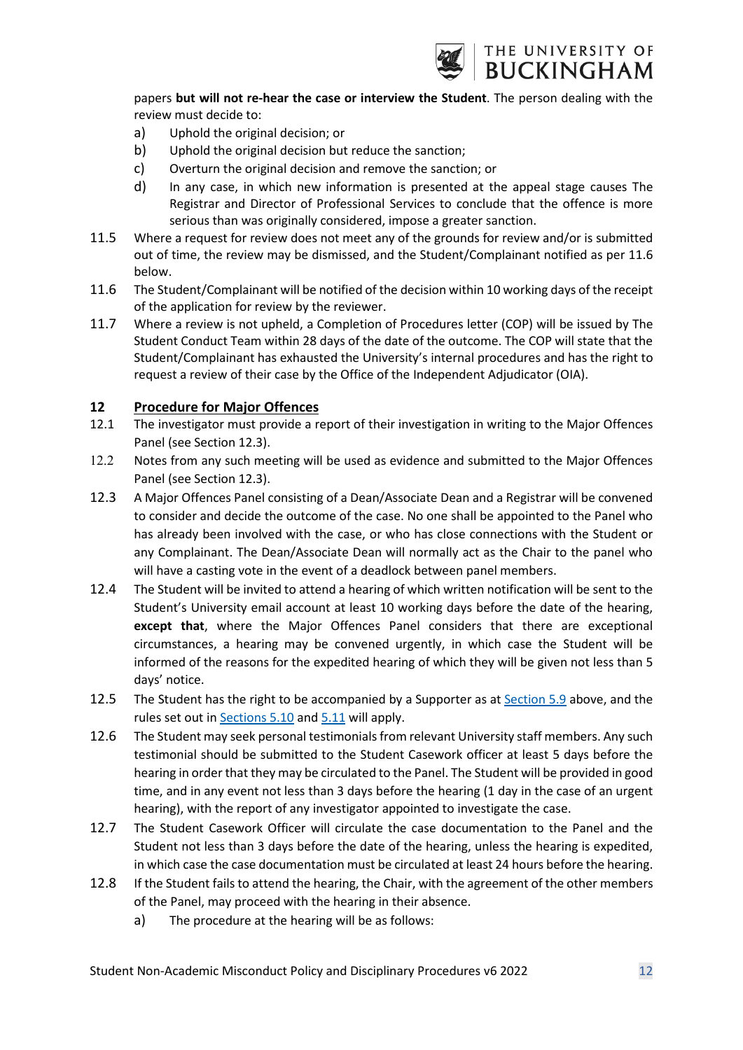papers **but will not re-hear the case or interview the Student**. The person dealing with the review must decide to:

a) Uphold the original decision; or
b) Uphold the original decision but reduce the sanction;
c) Overturn the original decision and remove the sanction; or
d) In any case, in which new information is presented at the appeal stage causes The Registrar and Director of Professional Services to conclude that the offence is more serious than was originally considered, impose a greater sanction.

11.5 Where a request for review does not meet any of the grounds for review and/or is submitted out of time, the review may be dismissed, and the Student/Complainant notified as per 11.6 below.

11.6 The Student/Complainant will be notified of the decision within 10 working days of the receipt of the application for review by the reviewer.

11.7 Where a review is not upheld, a Completion of Procedures letter (COP) will be issued by The Student Conduct Team within 28 days of the date of the outcome. The COP will state that the Student/Complainant has exhausted the University's internal procedures and has the right to request a review of their case by the Office of the Independent Adjudicator (OIA).

## 12 Procedure for Major Offences

12.1 The investigator must provide a report of their investigation in writing to the Major Offences Panel (see Section 12.3).

12.2 Notes from any such meeting will be used as evidence and submitted to the Major Offences Panel (see Section 12.3).

12.3 A Major Offences Panel consisting of a Dean/Associate Dean and a Registrar will be convened to consider and decide the outcome of the case. No one shall be appointed to the Panel who has already been involved with the case, or who has close connections with the Student or any Complainant. The Dean/Associate Dean will normally act as the Chair to the panel who will have a casting vote in the event of a deadlock between panel members.

12.4 The Student will be invited to attend a hearing of which written notification will be sent to the Student's University email account at least 10 working days before the date of the hearing, **except that**, where the Major Offences Panel considers that there are exceptional circumstances, a hearing may be convened urgently, in which case the Student will be informed of the reasons for the expedited hearing of which they will be given not less than 5 days' notice.

12.5 The Student has the right to be accompanied by a Supporter as at Section 5.9 above, and the rules set out in Sections 5.10 and 5.11 will apply.

12.6 The Student may seek personal testimonials from relevant University staff members. Any such testimonial should be submitted to the Student Casework officer at least 5 days before the hearing in order that they may be circulated to the Panel. The Student will be provided in good time, and in any event not less than 3 days before the hearing (1 day in the case of an urgent hearing), with the report of any investigator appointed to investigate the case.

12.7 The Student Casework Officer will circulate the case documentation to the Panel and the Student not less than 3 days before the date of the hearing, unless the hearing is expedited, in which case the case documentation must be circulated at least 24 hours before the hearing.

12.8 If the Student fails to attend the hearing, the Chair, with the agreement of the other members of the Panel, may proceed with the hearing in their absence.

a) The procedure at the hearing will be as follows: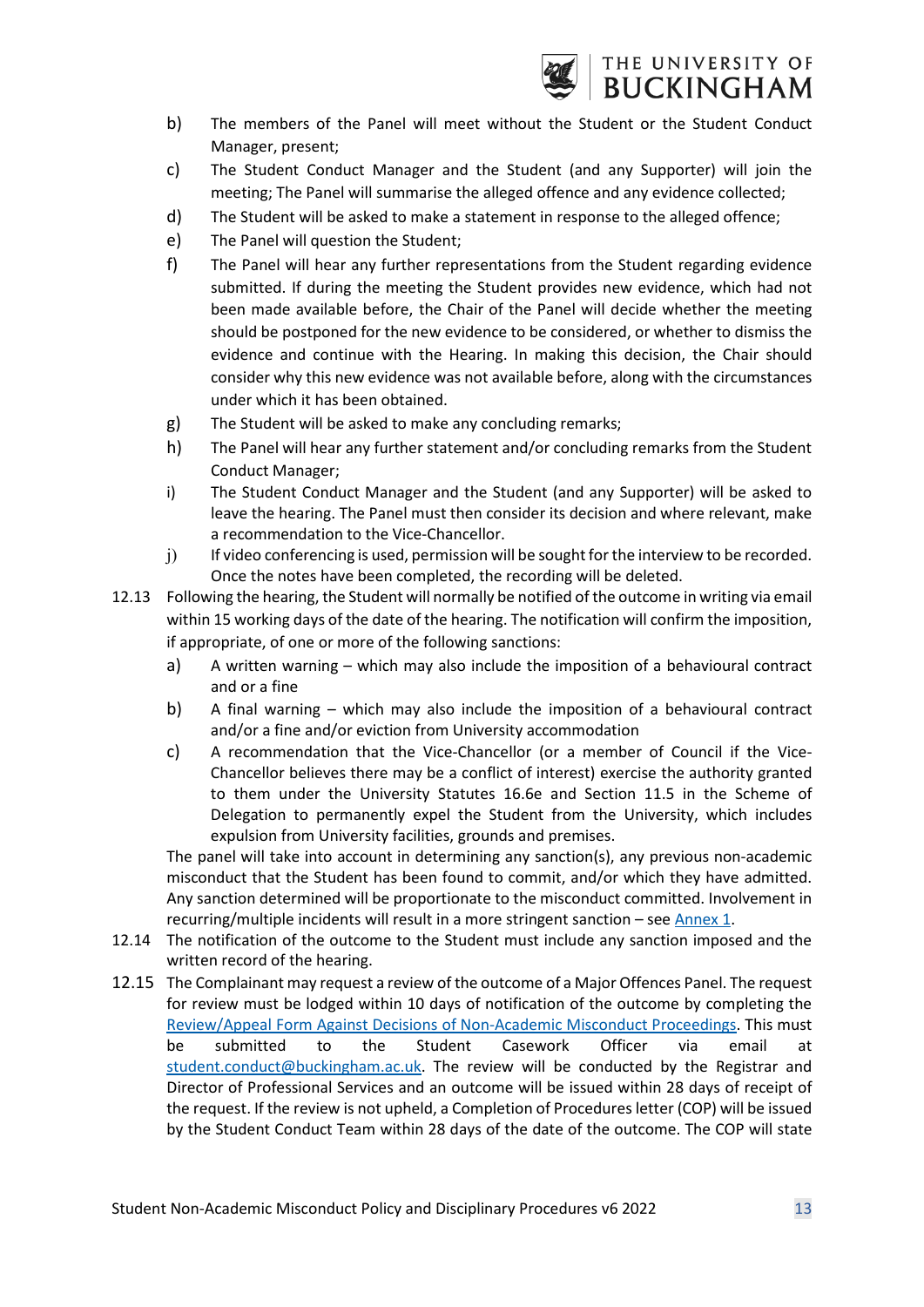b) The members of the Panel will meet without the Student or the Student Conduct Manager, present;

c) The Student Conduct Manager and the Student (and any Supporter) will join the meeting; The Panel will summarise the alleged offence and any evidence collected;

d) The Student will be asked to make a statement in response to the alleged offence;

e) The Panel will question the Student;

f) The Panel will hear any further representations from the Student regarding evidence submitted. If during the meeting the Student provides new evidence, which had not been made available before, the Chair of the Panel will decide whether the meeting should be postponed for the new evidence to be considered, or whether to dismiss the evidence and continue with the Hearing. In making this decision, the Chair should consider why this new evidence was not available before, along with the circumstances under which it has been obtained.

g) The Student will be asked to make any concluding remarks;

h) The Panel will hear any further statement and/or concluding remarks from the Student Conduct Manager;

i) The Student Conduct Manager and the Student (and any Supporter) will be asked to leave the hearing. The Panel must then consider its decision and where relevant, make a recommendation to the Vice-Chancellor.

j) If video conferencing is used, permission will be sought for the interview to be recorded. Once the notes have been completed, the recording will be deleted.

12.13 Following the hearing, the Student will normally be notified of the outcome in writing via email within 15 working days of the date of the hearing. The notification will confirm the imposition, if appropriate, of one or more of the following sanctions:

a) A written warning – which may also include the imposition of a behavioural contract and or a fine

b) A final warning – which may also include the imposition of a behavioural contract and/or a fine and/or eviction from University accommodation

c) A recommendation that the Vice-Chancellor (or a member of Council if the Vice-Chancellor believes there may be a conflict of interest) exercise the authority granted to them under the University Statutes 16.6e and Section 11.5 in the Scheme of Delegation to permanently expel the Student from the University, which includes expulsion from University facilities, grounds and premises.

The panel will take into account in determining any sanction(s), any previous non-academic misconduct that the Student has been found to commit, and/or which they have admitted. Any sanction determined will be proportionate to the misconduct committed. Involvement in recurring/multiple incidents will result in a more stringent sanction – see Annex 1.

12.14 The notification of the outcome to the Student must include any sanction imposed and the written record of the hearing.

12.15 The Complainant may request a review of the outcome of a Major Offences Panel. The request for review must be lodged within 10 days of notification of the outcome by completing the Review/Appeal Form Against Decisions of Non-Academic Misconduct Proceedings. This must be submitted to the Student Casework Officer via email at student.conduct@buckingham.ac.uk. The review will be conducted by the Registrar and Director of Professional Services and an outcome will be issued within 28 days of receipt of the request. If the review is not upheld, a Completion of Procedures letter (COP) will be issued by the Student Conduct Team within 28 days of the date of the outcome. The COP will state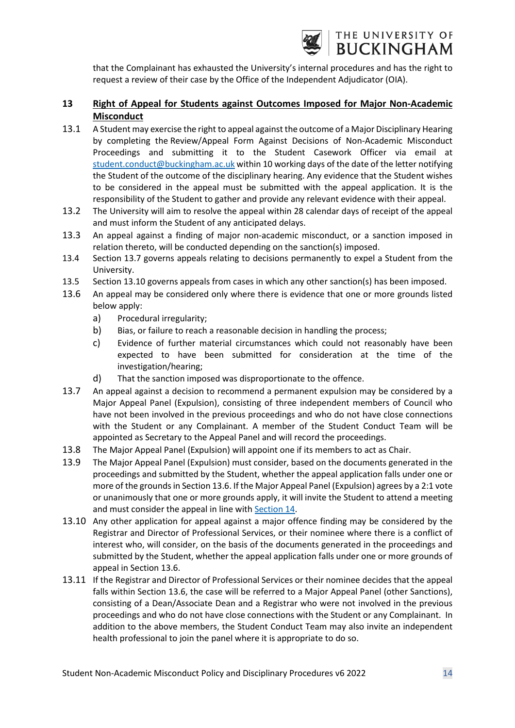that the Complainant has exhausted the University's internal procedures and has the right to request a review of their case by the Office of the Independent Adjudicator (OIA).

## 13 Right of Appeal for Students against Outcomes Imposed for Major Non-Academic Misconduct

13.1 A Student may exercise the right to appeal against the outcome of a Major Disciplinary Hearing by completing the Review/Appeal Form Against Decisions of Non-Academic Misconduct Proceedings and submitting it to the Student Casework Officer via email at student.conduct@buckingham.ac.uk within 10 working days of the date of the letter notifying the Student of the outcome of the disciplinary hearing. Any evidence that the Student wishes to be considered in the appeal must be submitted with the appeal application. It is the responsibility of the Student to gather and provide any relevant evidence with their appeal.

13.2 The University will aim to resolve the appeal within 28 calendar days of receipt of the appeal and must inform the Student of any anticipated delays.

13.3 An appeal against a finding of major non-academic misconduct, or a sanction imposed in relation thereto, will be conducted depending on the sanction(s) imposed.

13.4 Section 13.7 governs appeals relating to decisions permanently to expel a Student from the University.

13.5 Section 13.10 governs appeals from cases in which any other sanction(s) has been imposed.

13.6 An appeal may be considered only where there is evidence that one or more grounds listed below apply:

a) Procedural irregularity;

b) Bias, or failure to reach a reasonable decision in handling the process;

c) Evidence of further material circumstances which could not reasonably have been expected to have been submitted for consideration at the time of the investigation/hearing;

d) That the sanction imposed was disproportionate to the offence.

13.7 An appeal against a decision to recommend a permanent expulsion may be considered by a Major Appeal Panel (Expulsion), consisting of three independent members of Council who have not been involved in the previous proceedings and who do not have close connections with the Student or any Complainant. A member of the Student Conduct Team will be appointed as Secretary to the Appeal Panel and will record the proceedings.

13.8 The Major Appeal Panel (Expulsion) will appoint one if its members to act as Chair.

13.9 The Major Appeal Panel (Expulsion) must consider, based on the documents generated in the proceedings and submitted by the Student, whether the appeal application falls under one or more of the grounds in Section 13.6. If the Major Appeal Panel (Expulsion) agrees by a 2:1 vote or unanimously that one or more grounds apply, it will invite the Student to attend a meeting and must consider the appeal in line with Section 14.

13.10 Any other application for appeal against a major offence finding may be considered by the Registrar and Director of Professional Services, or their nominee where there is a conflict of interest who, will consider, on the basis of the documents generated in the proceedings and submitted by the Student, whether the appeal application falls under one or more grounds of appeal in Section 13.6.

13.11 If the Registrar and Director of Professional Services or their nominee decides that the appeal falls within Section 13.6, the case will be referred to a Major Appeal Panel (other Sanctions), consisting of a Dean/Associate Dean and a Registrar who were not involved in the previous proceedings and who do not have close connections with the Student or any Complainant. In addition to the above members, the Student Conduct Team may also invite an independent health professional to join the panel where it is appropriate to do so.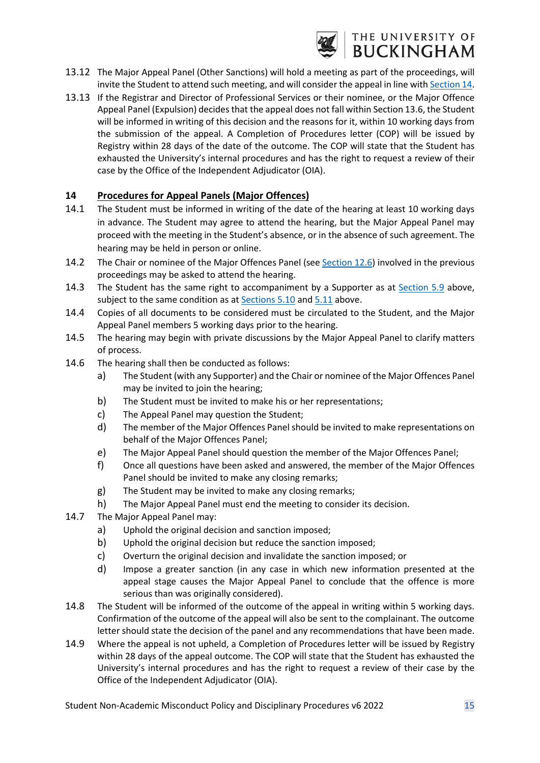13.12 The Major Appeal Panel (Other Sanctions) will hold a meeting as part of the proceedings, will invite the Student to attend such meeting, and will consider the appeal in line with Section 14.

13.13 If the Registrar and Director of Professional Services or their nominee, or the Major Offence Appeal Panel (Expulsion) decides that the appeal does not fall within Section 13.6, the Student will be informed in writing of this decision and the reasons for it, within 10 working days from the submission of the appeal. A Completion of Procedures letter (COP) will be issued by Registry within 28 days of the date of the outcome. The COP will state that the Student has exhausted the University's internal procedures and has the right to request a review of their case by the Office of the Independent Adjudicator (OIA).

## 14 Procedures for Appeal Panels (Major Offences)

14.1 The Student must be informed in writing of the date of the hearing at least 10 working days in advance. The Student may agree to attend the hearing, but the Major Appeal Panel may proceed with the meeting in the Student's absence, or in the absence of such agreement. The hearing may be held in person or online.

14.2 The Chair or nominee of the Major Offences Panel (see Section 12.6) involved in the previous proceedings may be asked to attend the hearing.

14.3 The Student has the same right to accompaniment by a Supporter as at Section 5.9 above, subject to the same condition as at Sections 5.10 and 5.11 above.

14.4 Copies of all documents to be considered must be circulated to the Student, and the Major Appeal Panel members 5 working days prior to the hearing.

14.5 The hearing may begin with private discussions by the Major Appeal Panel to clarify matters of process.

14.6 The hearing shall then be conducted as follows:

- a) The Student (with any Supporter) and the Chair or nominee of the Major Offences Panel may be invited to join the hearing;
- b) The Student must be invited to make his or her representations;
- c) The Appeal Panel may question the Student;
- d) The member of the Major Offences Panel should be invited to make representations on behalf of the Major Offences Panel;
- e) The Major Appeal Panel should question the member of the Major Offences Panel;
- f) Once all questions have been asked and answered, the member of the Major Offences Panel should be invited to make any closing remarks;
- g) The Student may be invited to make any closing remarks;
- h) The Major Appeal Panel must end the meeting to consider its decision.

14.7 The Major Appeal Panel may:

- a) Uphold the original decision and sanction imposed;
- b) Uphold the original decision but reduce the sanction imposed;
- c) Overturn the original decision and invalidate the sanction imposed; or
- d) Impose a greater sanction (in any case in which new information presented at the appeal stage causes the Major Appeal Panel to conclude that the offence is more serious than was originally considered).

14.8 The Student will be informed of the outcome of the appeal in writing within 5 working days. Confirmation of the outcome of the appeal will also be sent to the complainant. The outcome letter should state the decision of the panel and any recommendations that have been made.

14.9 Where the appeal is not upheld, a Completion of Procedures letter will be issued by Registry within 28 days of the appeal outcome. The COP will state that the Student has exhausted the University's internal procedures and has the right to request a review of their case by the Office of the Independent Adjudicator (OIA).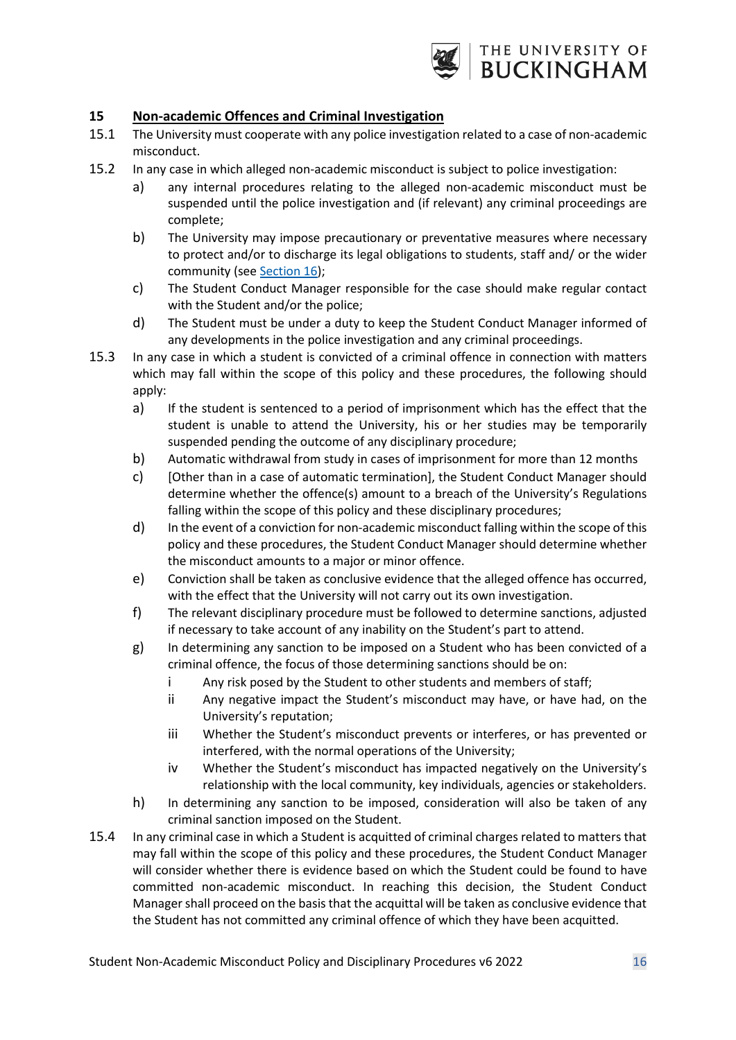## 15 Non-academic Offences and Criminal Investigation

15.1 The University must cooperate with any police investigation related to a case of non-academic misconduct.

15.2 In any case in which alleged non-academic misconduct is subject to police investigation:

a) any internal procedures relating to the alleged non-academic misconduct must be suspended until the police investigation and (if relevant) any criminal proceedings are complete;

b) The University may impose precautionary or preventative measures where necessary to protect and/or to discharge its legal obligations to students, staff and/ or the wider community (see Section 16);

c) The Student Conduct Manager responsible for the case should make regular contact with the Student and/or the police;

d) The Student must be under a duty to keep the Student Conduct Manager informed of any developments in the police investigation and any criminal proceedings.

15.3 In any case in which a student is convicted of a criminal offence in connection with matters which may fall within the scope of this policy and these procedures, the following should apply:

a) If the student is sentenced to a period of imprisonment which has the effect that the student is unable to attend the University, his or her studies may be temporarily suspended pending the outcome of any disciplinary procedure;

b) Automatic withdrawal from study in cases of imprisonment for more than 12 months

c) [Other than in a case of automatic termination], the Student Conduct Manager should determine whether the offence(s) amount to a breach of the University's Regulations falling within the scope of this policy and these disciplinary procedures;

d) In the event of a conviction for non-academic misconduct falling within the scope of this policy and these procedures, the Student Conduct Manager should determine whether the misconduct amounts to a major or minor offence.

e) Conviction shall be taken as conclusive evidence that the alleged offence has occurred, with the effect that the University will not carry out its own investigation.

f) The relevant disciplinary procedure must be followed to determine sanctions, adjusted if necessary to take account of any inability on the Student's part to attend.

g) In determining any sanction to be imposed on a Student who has been convicted of a criminal offence, the focus of those determining sanctions should be on:

i Any risk posed by the Student to other students and members of staff;

ii Any negative impact the Student's misconduct may have, or have had, on the University's reputation;

iii Whether the Student's misconduct prevents or interferes, or has prevented or interfered, with the normal operations of the University;

iv Whether the Student's misconduct has impacted negatively on the University's relationship with the local community, key individuals, agencies or stakeholders.

h) In determining any sanction to be imposed, consideration will also be taken of any criminal sanction imposed on the Student.

15.4 In any criminal case in which a Student is acquitted of criminal charges related to matters that may fall within the scope of this policy and these procedures, the Student Conduct Manager will consider whether there is evidence based on which the Student could be found to have committed non-academic misconduct. In reaching this decision, the Student Conduct Manager shall proceed on the basis that the acquittal will be taken as conclusive evidence that the Student has not committed any criminal offence of which they have been acquitted.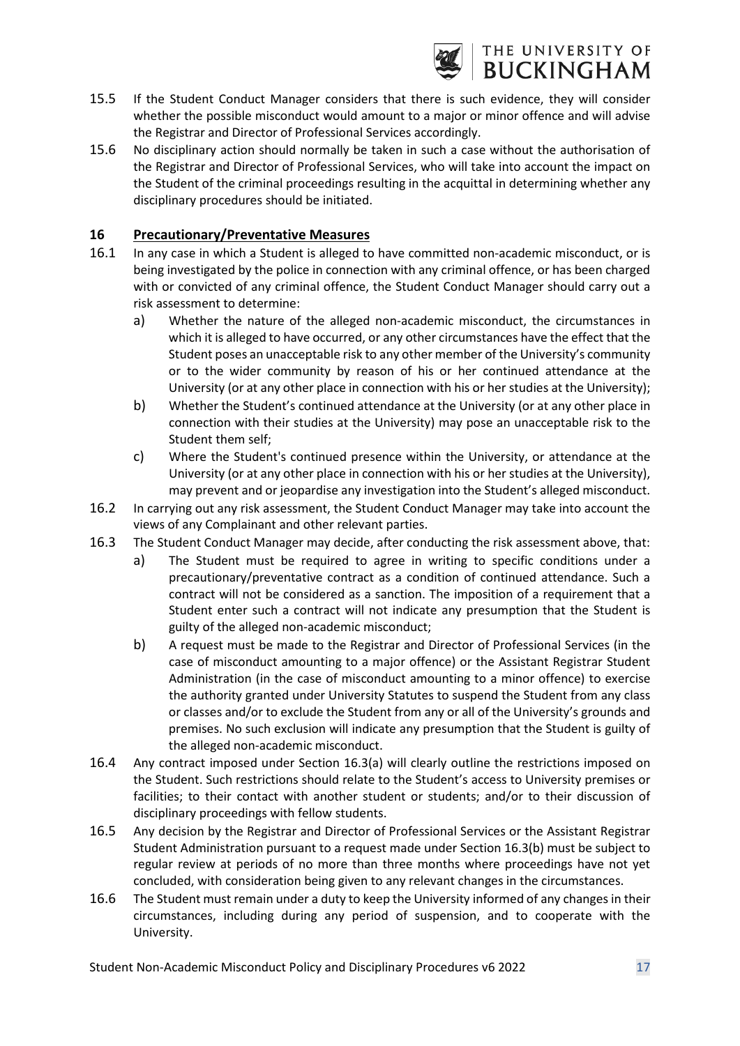15.5 If the Student Conduct Manager considers that there is such evidence, they will consider whether the possible misconduct would amount to a major or minor offence and will advise the Registrar and Director of Professional Services accordingly.

15.6 No disciplinary action should normally be taken in such a case without the authorisation of the Registrar and Director of Professional Services, who will take into account the impact on the Student of the criminal proceedings resulting in the acquittal in determining whether any disciplinary procedures should be initiated.

## 16 Precautionary/Preventative Measures

16.1 In any case in which a Student is alleged to have committed non-academic misconduct, or is being investigated by the police in connection with any criminal offence, or has been charged with or convicted of any criminal offence, the Student Conduct Manager should carry out a risk assessment to determine:

a) Whether the nature of the alleged non-academic misconduct, the circumstances in which it is alleged to have occurred, or any other circumstances have the effect that the Student poses an unacceptable risk to any other member of the University's community or to the wider community by reason of his or her continued attendance at the University (or at any other place in connection with his or her studies at the University);

b) Whether the Student's continued attendance at the University (or at any other place in connection with their studies at the University) may pose an unacceptable risk to the Student them self;

c) Where the Student's continued presence within the University, or attendance at the University (or at any other place in connection with his or her studies at the University), may prevent and or jeopardise any investigation into the Student's alleged misconduct.

16.2 In carrying out any risk assessment, the Student Conduct Manager may take into account the views of any Complainant and other relevant parties.

16.3 The Student Conduct Manager may decide, after conducting the risk assessment above, that:

a) The Student must be required to agree in writing to specific conditions under a precautionary/preventative contract as a condition of continued attendance. Such a contract will not be considered as a sanction. The imposition of a requirement that a Student enter such a contract will not indicate any presumption that the Student is guilty of the alleged non-academic misconduct;

b) A request must be made to the Registrar and Director of Professional Services (in the case of misconduct amounting to a major offence) or the Assistant Registrar Student Administration (in the case of misconduct amounting to a minor offence) to exercise the authority granted under University Statutes to suspend the Student from any class or classes and/or to exclude the Student from any or all of the University's grounds and premises. No such exclusion will indicate any presumption that the Student is guilty of the alleged non-academic misconduct.

16.4 Any contract imposed under Section 16.3(a) will clearly outline the restrictions imposed on the Student. Such restrictions should relate to the Student's access to University premises or facilities; to their contact with another student or students; and/or to their discussion of disciplinary proceedings with fellow students.

16.5 Any decision by the Registrar and Director of Professional Services or the Assistant Registrar Student Administration pursuant to a request made under Section 16.3(b) must be subject to regular review at periods of no more than three months where proceedings have not yet concluded, with consideration being given to any relevant changes in the circumstances.

16.6 The Student must remain under a duty to keep the University informed of any changes in their circumstances, including during any period of suspension, and to cooperate with the University.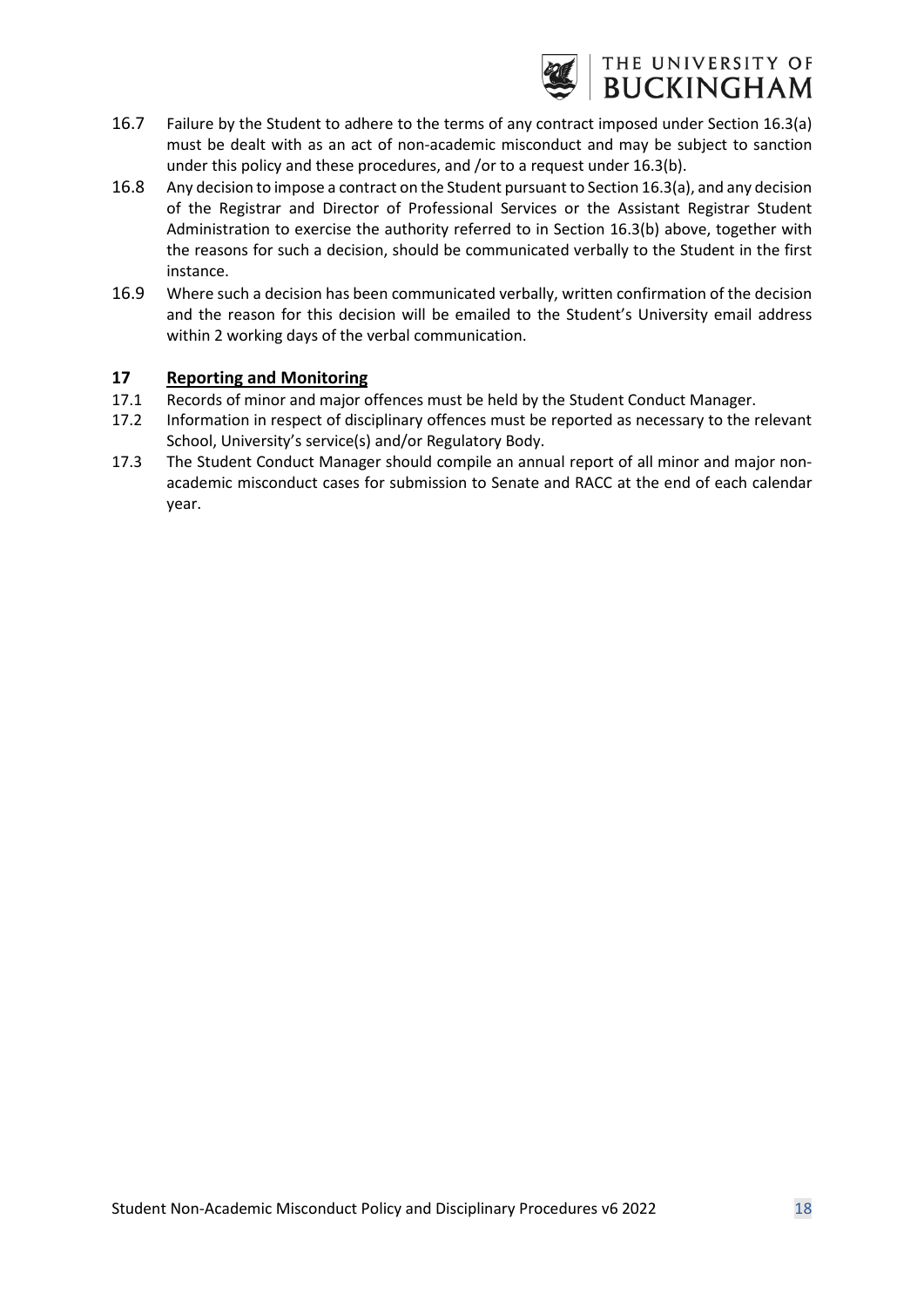16.7 Failure by the Student to adhere to the terms of any contract imposed under Section 16.3(a) must be dealt with as an act of non-academic misconduct and may be subject to sanction under this policy and these procedures, and /or to a request under 16.3(b).

16.8 Any decision to impose a contract on the Student pursuant to Section 16.3(a), and any decision of the Registrar and Director of Professional Services or the Assistant Registrar Student Administration to exercise the authority referred to in Section 16.3(b) above, together with the reasons for such a decision, should be communicated verbally to the Student in the first instance.

16.9 Where such a decision has been communicated verbally, written confirmation of the decision and the reason for this decision will be emailed to the Student's University email address within 2 working days of the verbal communication.

## 17 Reporting and Monitoring

17.1 Records of minor and major offences must be held by the Student Conduct Manager.

17.2 Information in respect of disciplinary offences must be reported as necessary to the relevant School, University's service(s) and/or Regulatory Body.

17.3 The Student Conduct Manager should compile an annual report of all minor and major non-academic misconduct cases for submission to Senate and RACC at the end of each calendar year.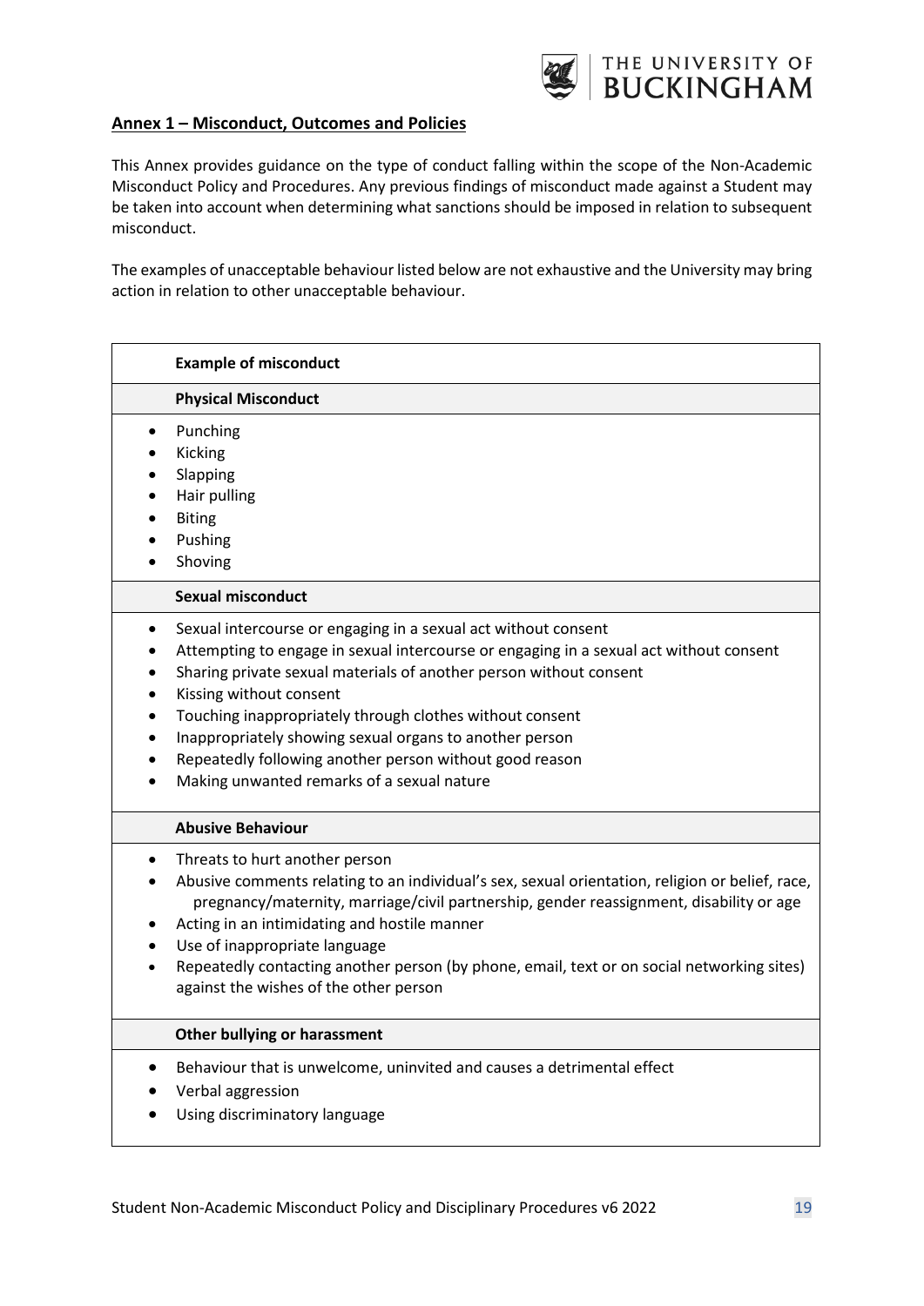## Annex 1 – Misconduct, Outcomes and Policies

This Annex provides guidance on the type of conduct falling within the scope of the Non-Academic Misconduct Policy and Procedures. Any previous findings of misconduct made against a Student may be taken into account when determining what sanctions should be imposed in relation to subsequent misconduct.

The examples of unacceptable behaviour listed below are not exhaustive and the University may bring action in relation to other unacceptable behaviour.

| **Example of misconduct** |
|---|
| **Physical Misconduct** |
| • Punching<br>• Kicking<br>• Slapping<br>• Hair pulling<br>• Biting<br>• Pushing<br>• Shoving |
| **Sexual misconduct** |
| • Sexual intercourse or engaging in a sexual act without consent<br>• Attempting to engage in sexual intercourse or engaging in a sexual act without consent<br>• Sharing private sexual materials of another person without consent<br>• Kissing without consent<br>• Touching inappropriately through clothes without consent<br>• Inappropriately showing sexual organs to another person<br>• Repeatedly following another person without good reason<br>• Making unwanted remarks of a sexual nature |
| **Abusive Behaviour** |
| • Threats to hurt another person<br>• Abusive comments relating to an individual's sex, sexual orientation, religion or belief, race, pregnancy/maternity, marriage/civil partnership, gender reassignment, disability or age<br>• Acting in an intimidating and hostile manner<br>• Use of inappropriate language<br>• Repeatedly contacting another person (by phone, email, text or on social networking sites) against the wishes of the other person |
| **Other bullying or harassment** |
| • Behaviour that is unwelcome, uninvited and causes a detrimental effect<br>• Verbal aggression<br>• Using discriminatory language |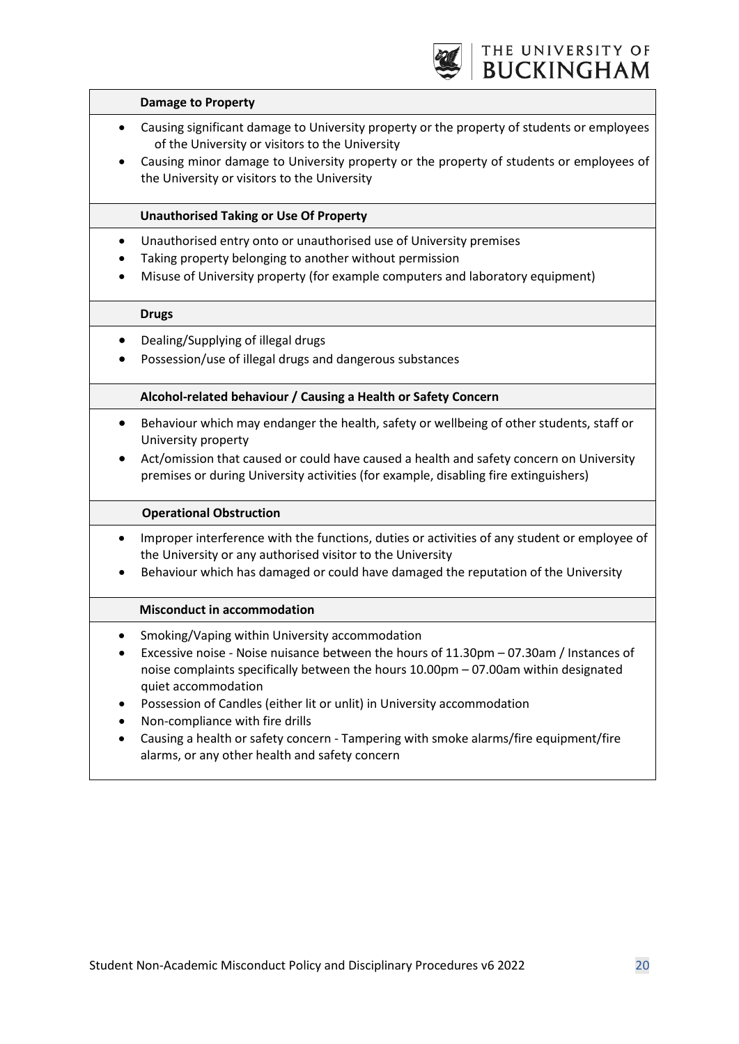| **Damage to Property** |
| --- |
| • Causing significant damage to University property or the property of students or employees of the University or visitors to the University<br>• Causing minor damage to University property or the property of students or employees of the University or visitors to the University |
| **Unauthorised Taking or Use Of Property** |
| • Unauthorised entry onto or unauthorised use of University premises<br>• Taking property belonging to another without permission<br>• Misuse of University property (for example computers and laboratory equipment) |
| **Drugs** |
| • Dealing/Supplying of illegal drugs<br>• Possession/use of illegal drugs and dangerous substances |
| **Alcohol-related behaviour / Causing a Health or Safety Concern** |
| • Behaviour which may endanger the health, safety or wellbeing of other students, staff or University property<br>• Act/omission that caused or could have caused a health and safety concern on University premises or during University activities (for example, disabling fire extinguishers) |
| **Operational Obstruction** |
| • Improper interference with the functions, duties or activities of any student or employee of the University or any authorised visitor to the University<br>• Behaviour which has damaged or could have damaged the reputation of the University |
| **Misconduct in accommodation** |
| • Smoking/Vaping within University accommodation<br>• Excessive noise - Noise nuisance between the hours of 11.30pm – 07.30am / Instances of noise complaints specifically between the hours 10.00pm – 07.00am within designated quiet accommodation<br>• Possession of Candles (either lit or unlit) in University accommodation<br>• Non-compliance with fire drills<br>• Causing a health or safety concern - Tampering with smoke alarms/fire equipment/fire alarms, or any other health and safety concern |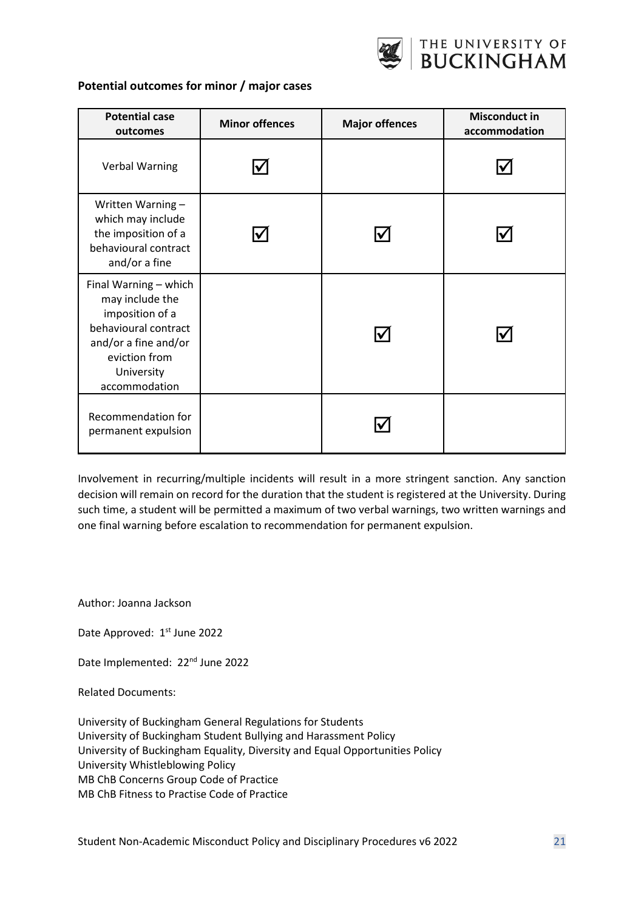**Potential outcomes for minor / major cases**

| Potential case outcomes | Minor offences | Major offences | Misconduct in accommodation |
|---|---|---|---|
| Verbal Warning | ☑ | | ☑ |
| Written Warning – which may include the imposition of a behavioural contract and/or a fine | ☑ | ☑ | ☑ |
| Final Warning – which may include the imposition of a behavioural contract and/or a fine and/or eviction from University accommodation | | ☑ | ☑ |
| Recommendation for permanent expulsion | | ☑ | |

Involvement in recurring/multiple incidents will result in a more stringent sanction. Any sanction decision will remain on record for the duration that the student is registered at the University. During such time, a student will be permitted a maximum of two verbal warnings, two written warnings and one final warning before escalation to recommendation for permanent expulsion.

Author: Joanna Jackson

Date Approved: 1st June 2022

Date Implemented: 22nd June 2022

Related Documents:

University of Buckingham General Regulations for Students
University of Buckingham Student Bullying and Harassment Policy
University of Buckingham Equality, Diversity and Equal Opportunities Policy
University Whistleblowing Policy
MB ChB Concerns Group Code of Practice
MB ChB Fitness to Practise Code of Practice